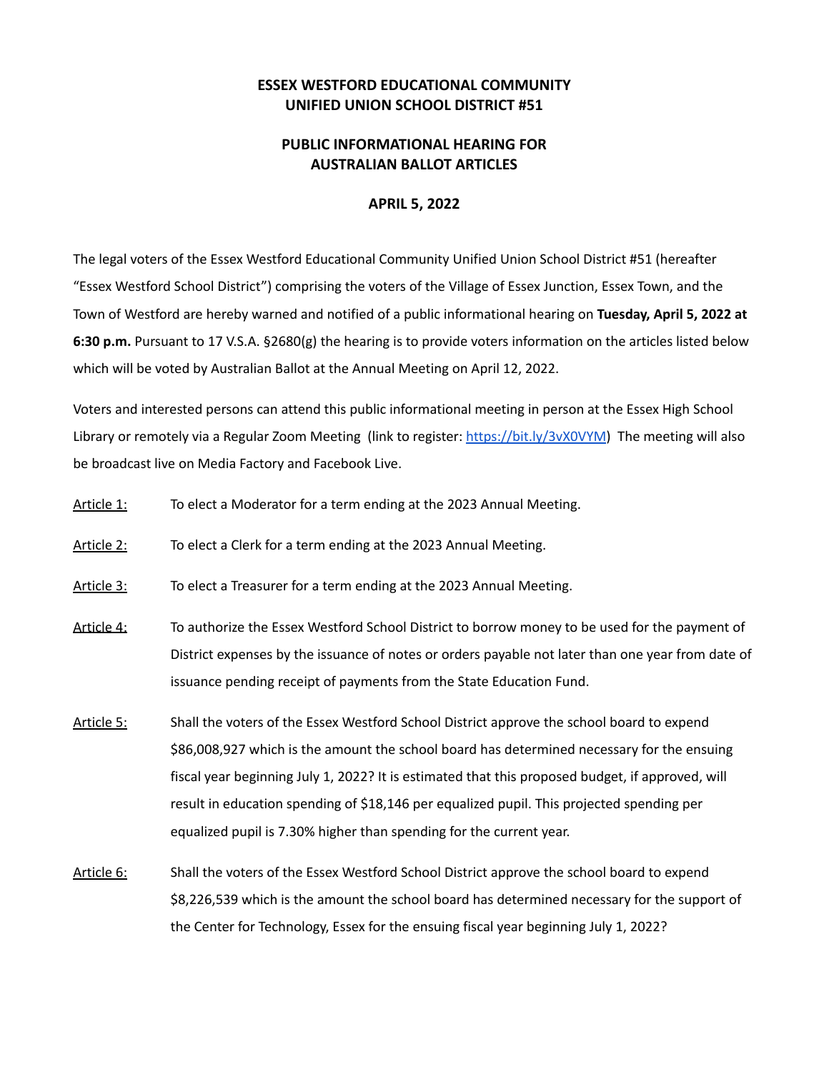# ESSEX WESTFORD EDUCATIONAL COMMUNITY
# UNIFIED UNION SCHOOL DISTRICT #51

## PUBLIC INFORMATIONAL HEARING FOR AUSTRALIAN BALLOT ARTICLES

### APRIL 5, 2022

The legal voters of the Essex Westford Educational Community Unified Union School District #51 (hereafter "Essex Westford School District") comprising the voters of the Village of Essex Junction, Essex Town, and the Town of Westford are hereby warned and notified of a public informational hearing on **Tuesday, April 5, 2022 at 6:30 p.m.** Pursuant to 17 V.S.A. §2680(g) the hearing is to provide voters information on the articles listed below which will be voted by Australian Ballot at the Annual Meeting on April 12, 2022.

Voters and interested persons can attend this public informational meeting in person at the Essex High School Library or remotely via a Regular Zoom Meeting (link to register: [https://bit.ly/3vX0VYM](https://bit.ly/3vX0VYM)) The meeting will also be broadcast live on Media Factory and Facebook Live.

Article 1: To elect a Moderator for a term ending at the 2023 Annual Meeting.

Article 2: To elect a Clerk for a term ending at the 2023 Annual Meeting.

Article 3: To elect a Treasurer for a term ending at the 2023 Annual Meeting.

Article 4: To authorize the Essex Westford School District to borrow money to be used for the payment of District expenses by the issuance of notes or orders payable not later than one year from date of issuance pending receipt of payments from the State Education Fund.

Article 5: Shall the voters of the Essex Westford School District approve the school board to expend $86,008,927 which is the amount the school board has determined necessary for the ensuing fiscal year beginning July 1, 2022? It is estimated that this proposed budget, if approved, will result in education spending of $18,146 per equalized pupil. This projected spending per equalized pupil is 7.30% higher than spending for the current year.

Article 6: Shall the voters of the Essex Westford School District approve the school board to expend $8,226,539 which is the amount the school board has determined necessary for the support of the Center for Technology, Essex for the ensuing fiscal year beginning July 1, 2022?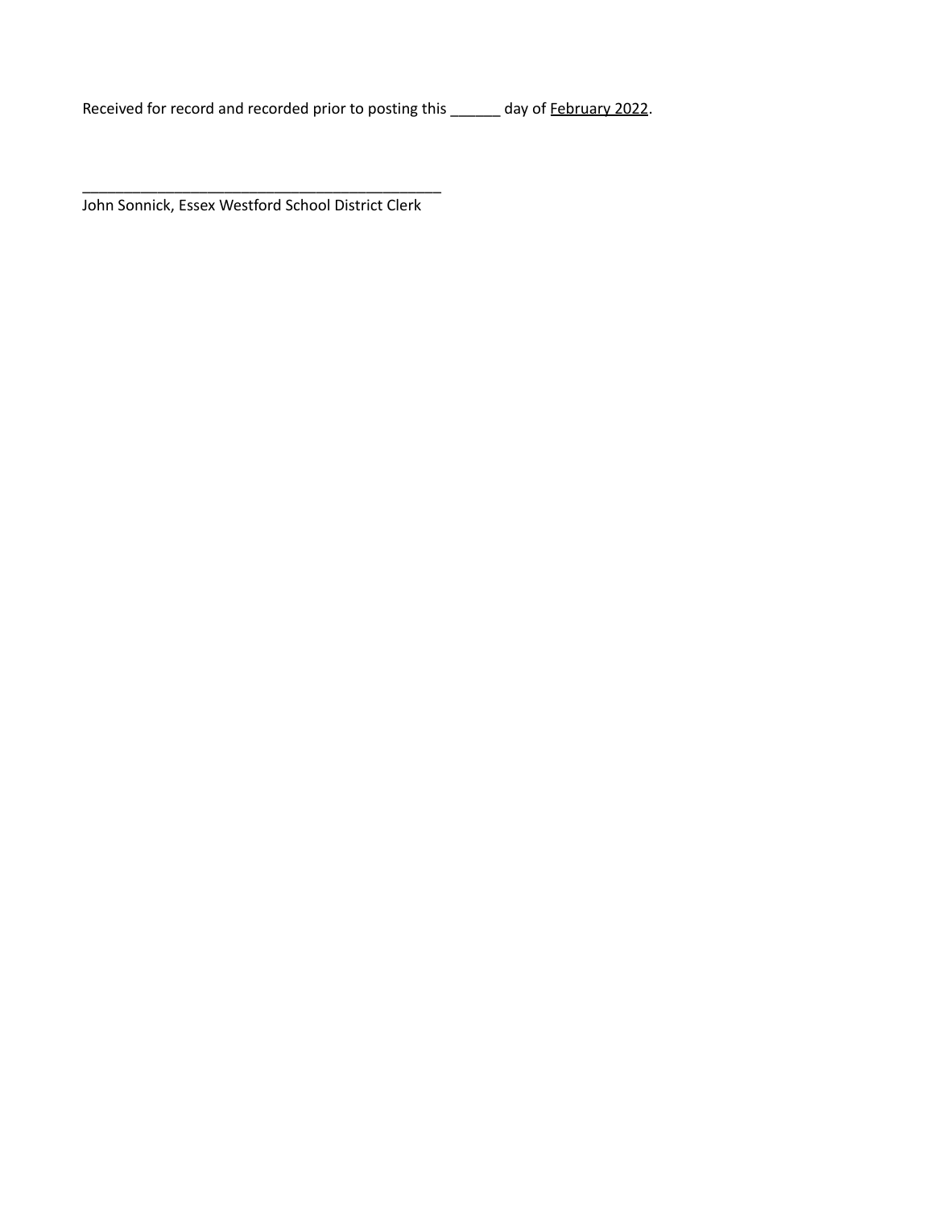Received for record and recorded prior to posting this ______ day of February 2022.

_____________________________________________

John Sonnick, Essex Westford School District Clerk